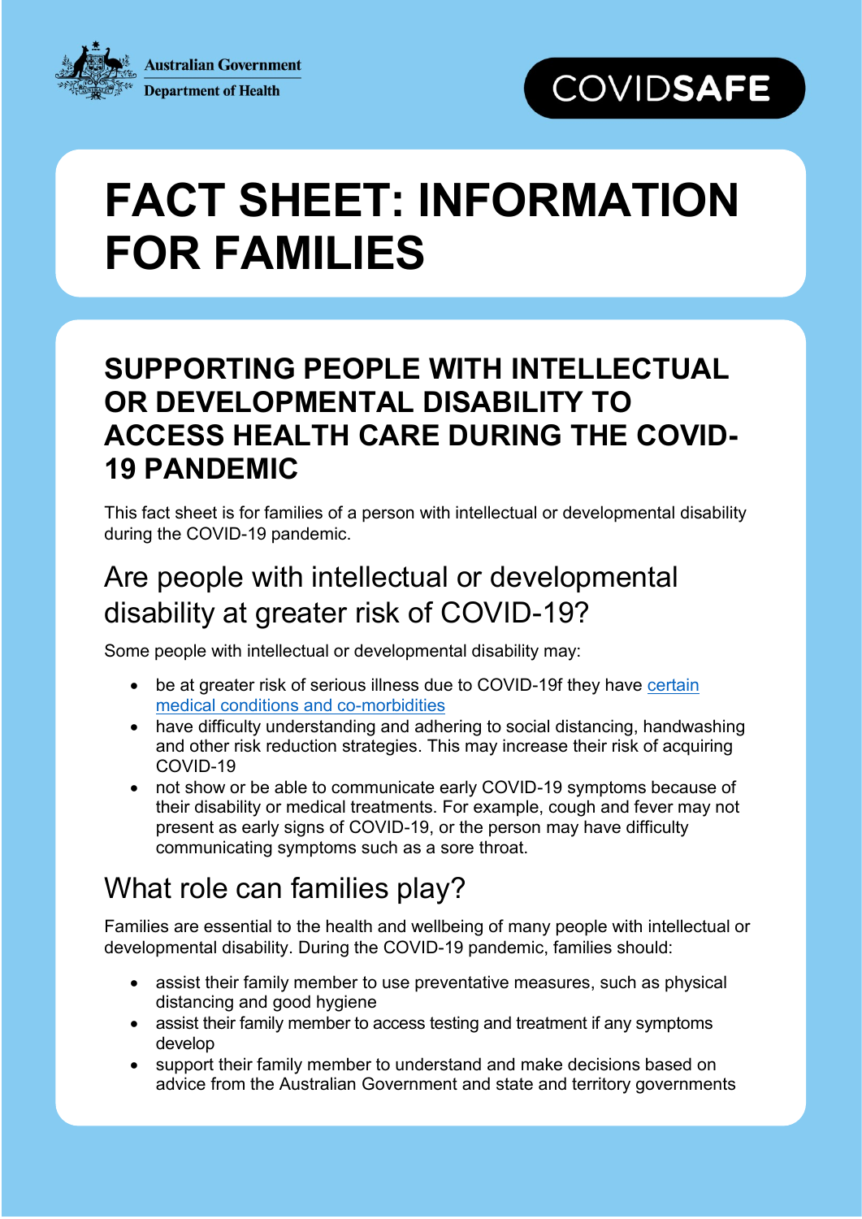Australian Government
Department of Health

COVIDSAFE

# FACT SHEET: INFORMATION FOR FAMILIES

## SUPPORTING PEOPLE WITH INTELLECTUAL OR DEVELOPMENTAL DISABILITY TO ACCESS HEALTH CARE DURING THE COVID-19 PANDEMIC

This fact sheet is for families of a person with intellectual or developmental disability during the COVID-19 pandemic.

## Are people with intellectual or developmental disability at greater risk of COVID-19?

Some people with intellectual or developmental disability may:

- be at greater risk of serious illness due to COVID-19f they have certain medical conditions and co-morbidities
- have difficulty understanding and adhering to social distancing, handwashing and other risk reduction strategies. This may increase their risk of acquiring COVID-19
- not show or be able to communicate early COVID-19 symptoms because of their disability or medical treatments. For example, cough and fever may not present as early signs of COVID-19, or the person may have difficulty communicating symptoms such as a sore throat.

## What role can families play?

Families are essential to the health and wellbeing of many people with intellectual or developmental disability. During the COVID-19 pandemic, families should:

- assist their family member to use preventative measures, such as physical distancing and good hygiene
- assist their family member to access testing and treatment if any symptoms develop
- support their family member to understand and make decisions based on advice from the Australian Government and state and territory governments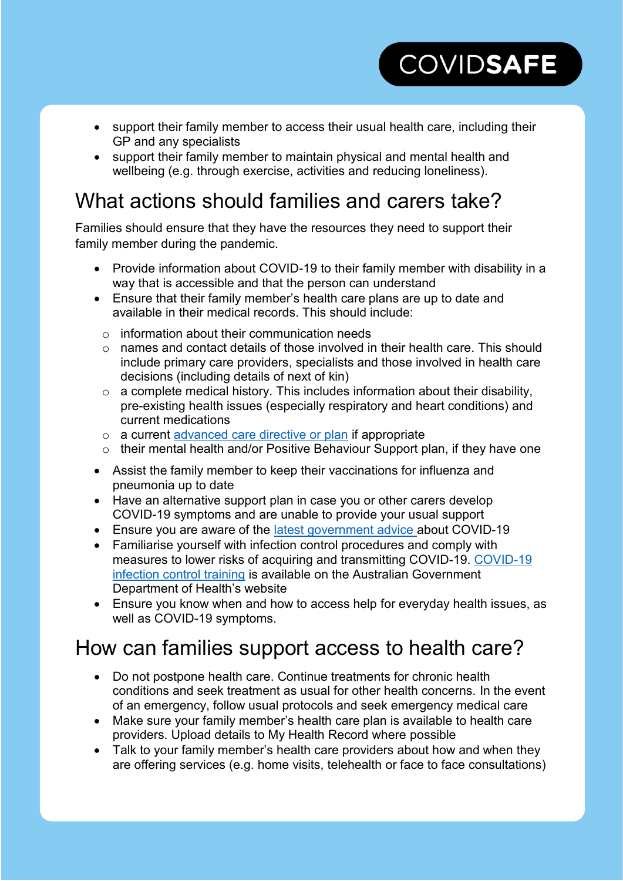- support their family member to access their usual health care, including their GP and any specialists
- support their family member to maintain physical and mental health and wellbeing (e.g. through exercise, activities and reducing loneliness).

## What actions should families and carers take?

Families should ensure that they have the resources they need to support their family member during the pandemic.

- Provide information about COVID-19 to their family member with disability in a way that is accessible and that the person can understand
- Ensure that their family member's health care plans are up to date and available in their medical records. This should include:
  - information about their communication needs
  - names and contact details of those involved in their health care. This should include primary care providers, specialists and those involved in health care decisions (including details of next of kin)
  - a complete medical history. This includes information about their disability, pre-existing health issues (especially respiratory and heart conditions) and current medications
  - a current advanced care directive or plan if appropriate
  - their mental health and/or Positive Behaviour Support plan, if they have one
- Assist the family member to keep their vaccinations for influenza and pneumonia up to date
- Have an alternative support plan in case you or other carers develop COVID-19 symptoms and are unable to provide your usual support
- Ensure you are aware of the latest government advice about COVID-19
- Familiarise yourself with infection control procedures and comply with measures to lower risks of acquiring and transmitting COVID-19. COVID-19 infection control training is available on the Australian Government Department of Health's website
- Ensure you know when and how to access help for everyday health issues, as well as COVID-19 symptoms.

## How can families support access to health care?

- Do not postpone health care. Continue treatments for chronic health conditions and seek treatment as usual for other health concerns. In the event of an emergency, follow usual protocols and seek emergency medical care
- Make sure your family member's health care plan is available to health care providers. Upload details to My Health Record where possible
- Talk to your family member's health care providers about how and when they are offering services (e.g. home visits, telehealth or face to face consultations)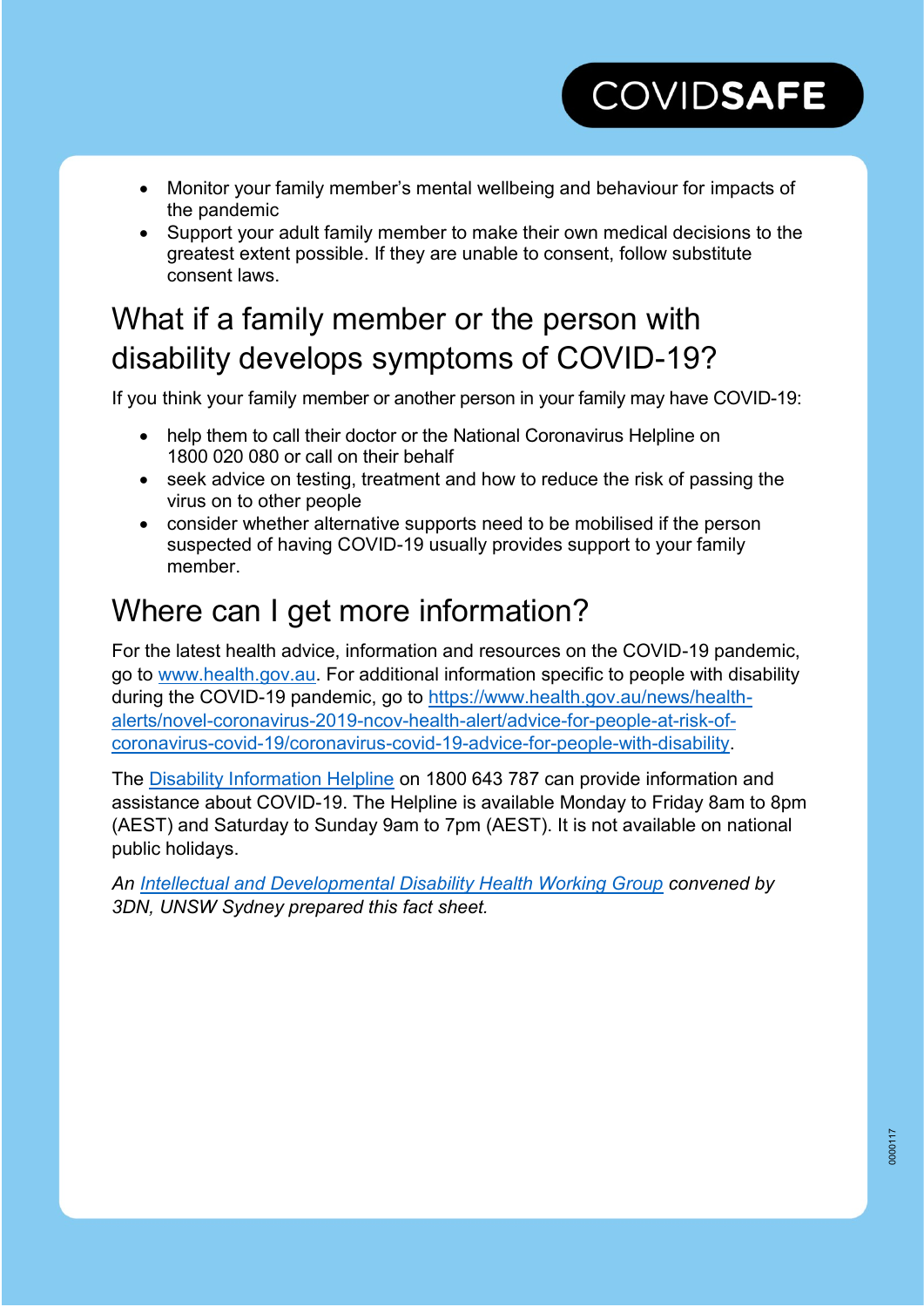- Monitor your family member's mental wellbeing and behaviour for impacts of the pandemic
- Support your adult family member to make their own medical decisions to the greatest extent possible. If they are unable to consent, follow substitute consent laws.

## What if a family member or the person with disability develops symptoms of COVID-19?

If you think your family member or another person in your family may have COVID-19:

- help them to call their doctor or the National Coronavirus Helpline on 1800 020 080 or call on their behalf
- seek advice on testing, treatment and how to reduce the risk of passing the virus on to other people
- consider whether alternative supports need to be mobilised if the person suspected of having COVID-19 usually provides support to your family member.

## Where can I get more information?

For the latest health advice, information and resources on the COVID-19 pandemic, go to www.health.gov.au. For additional information specific to people with disability during the COVID-19 pandemic, go to https://www.health.gov.au/news/health-alerts/novel-coronavirus-2019-ncov-health-alert/advice-for-people-at-risk-of-coronavirus-covid-19/coronavirus-covid-19-advice-for-people-with-disability.

The Disability Information Helpline on 1800 643 787 can provide information and assistance about COVID-19. The Helpline is available Monday to Friday 8am to 8pm (AEST) and Saturday to Sunday 9am to 7pm (AEST). It is not available on national public holidays.

*An Intellectual and Developmental Disability Health Working Group convened by 3DN, UNSW Sydney prepared this fact sheet.*